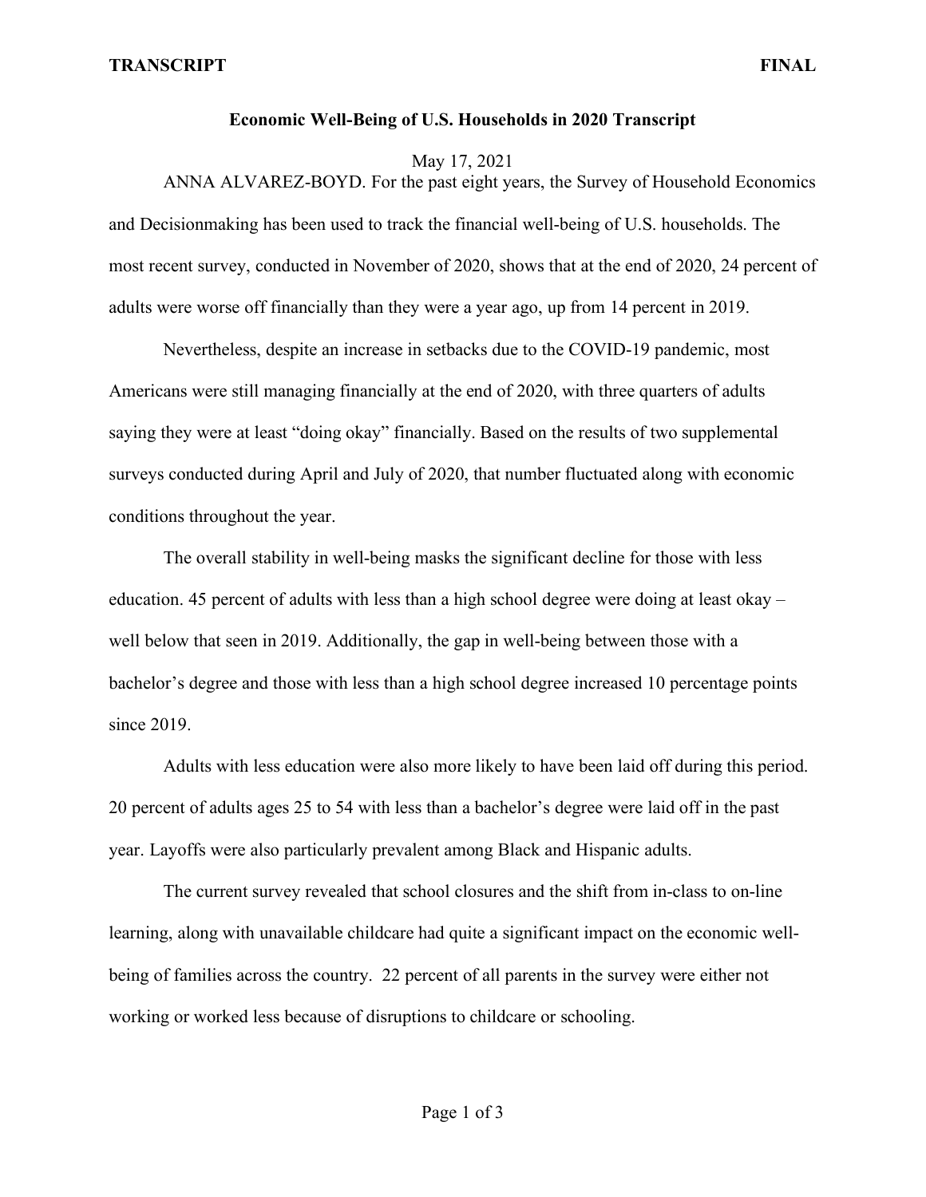# Economic Well-Being of U.S. Households in 2020 Transcript

May 17, 2021

ANNA ALVAREZ-BOYD. For the past eight years, the Survey of Household Economics and Decisionmaking has been used to track the financial well-being of U.S. households. The most recent survey, conducted in November of 2020, shows that at the end of 2020, 24 percent of adults were worse off financially than they were a year ago, up from 14 percent in 2019.

Nevertheless, despite an increase in setbacks due to the COVID-19 pandemic, most Americans were still managing financially at the end of 2020, with three quarters of adults saying they were at least "doing okay" financially. Based on the results of two supplemental surveys conducted during April and July of 2020, that number fluctuated along with economic conditions throughout the year.

The overall stability in well-being masks the significant decline for those with less education. 45 percent of adults with less than a high school degree were doing at least okay – well below that seen in 2019. Additionally, the gap in well-being between those with a bachelor's degree and those with less than a high school degree increased 10 percentage points since 2019.

Adults with less education were also more likely to have been laid off during this period. 20 percent of adults ages 25 to 54 with less than a bachelor's degree were laid off in the past year. Layoffs were also particularly prevalent among Black and Hispanic adults.

The current survey revealed that school closures and the shift from in-class to on-line learning, along with unavailable childcare had quite a significant impact on the economic well-being of families across the country. 22 percent of all parents in the survey were either not working or worked less because of disruptions to childcare or schooling.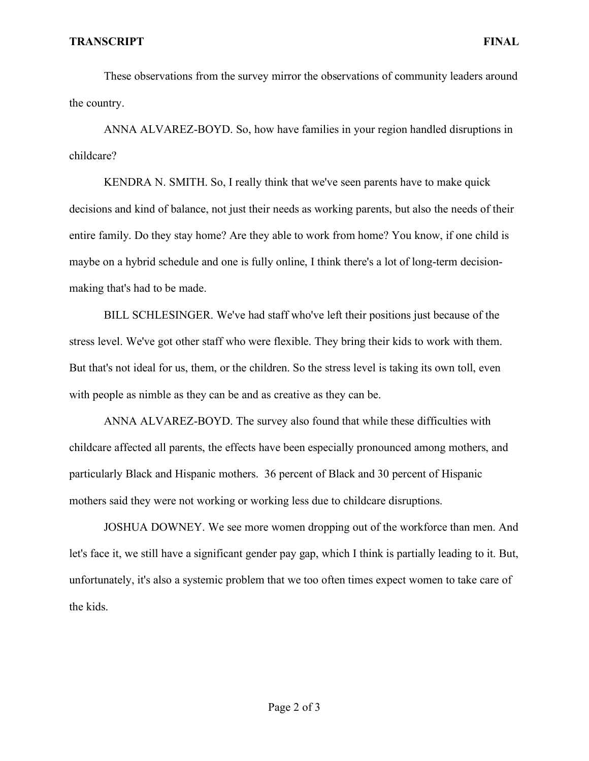These observations from the survey mirror the observations of community leaders around the country.

ANNA ALVAREZ-BOYD. So, how have families in your region handled disruptions in childcare?

KENDRA N. SMITH. So, I really think that we've seen parents have to make quick decisions and kind of balance, not just their needs as working parents, but also the needs of their entire family. Do they stay home? Are they able to work from home? You know, if one child is maybe on a hybrid schedule and one is fully online, I think there's a lot of long-term decision-making that's had to be made.

BILL SCHLESINGER. We've had staff who've left their positions just because of the stress level. We've got other staff who were flexible. They bring their kids to work with them. But that's not ideal for us, them, or the children. So the stress level is taking its own toll, even with people as nimble as they can be and as creative as they can be.

ANNA ALVAREZ-BOYD. The survey also found that while these difficulties with childcare affected all parents, the effects have been especially pronounced among mothers, and particularly Black and Hispanic mothers. 36 percent of Black and 30 percent of Hispanic mothers said they were not working or working less due to childcare disruptions.

JOSHUA DOWNEY. We see more women dropping out of the workforce than men. And let's face it, we still have a significant gender pay gap, which I think is partially leading to it. But, unfortunately, it's also a systemic problem that we too often times expect women to take care of the kids.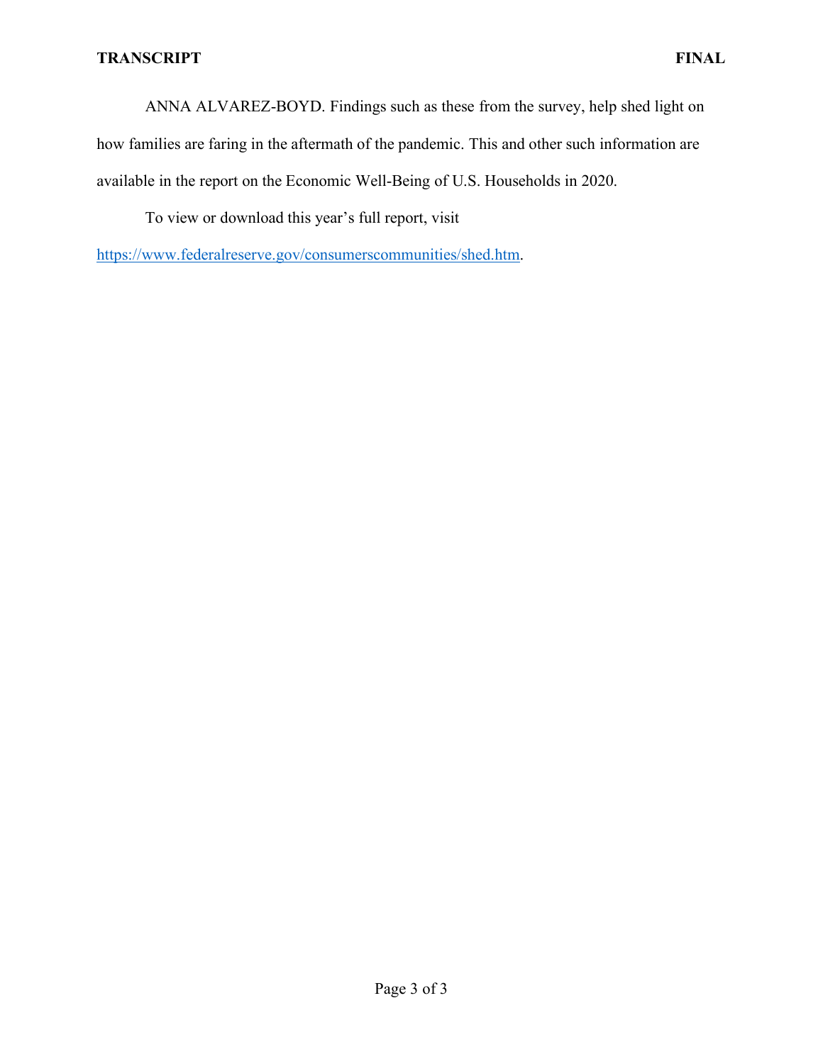ANNA ALVAREZ-BOYD. Findings such as these from the survey, help shed light on how families are faring in the aftermath of the pandemic. This and other such information are available in the report on the Economic Well-Being of U.S. Households in 2020.

To view or download this year's full report, visit https://www.federalreserve.gov/consumerscommunities/shed.htm.